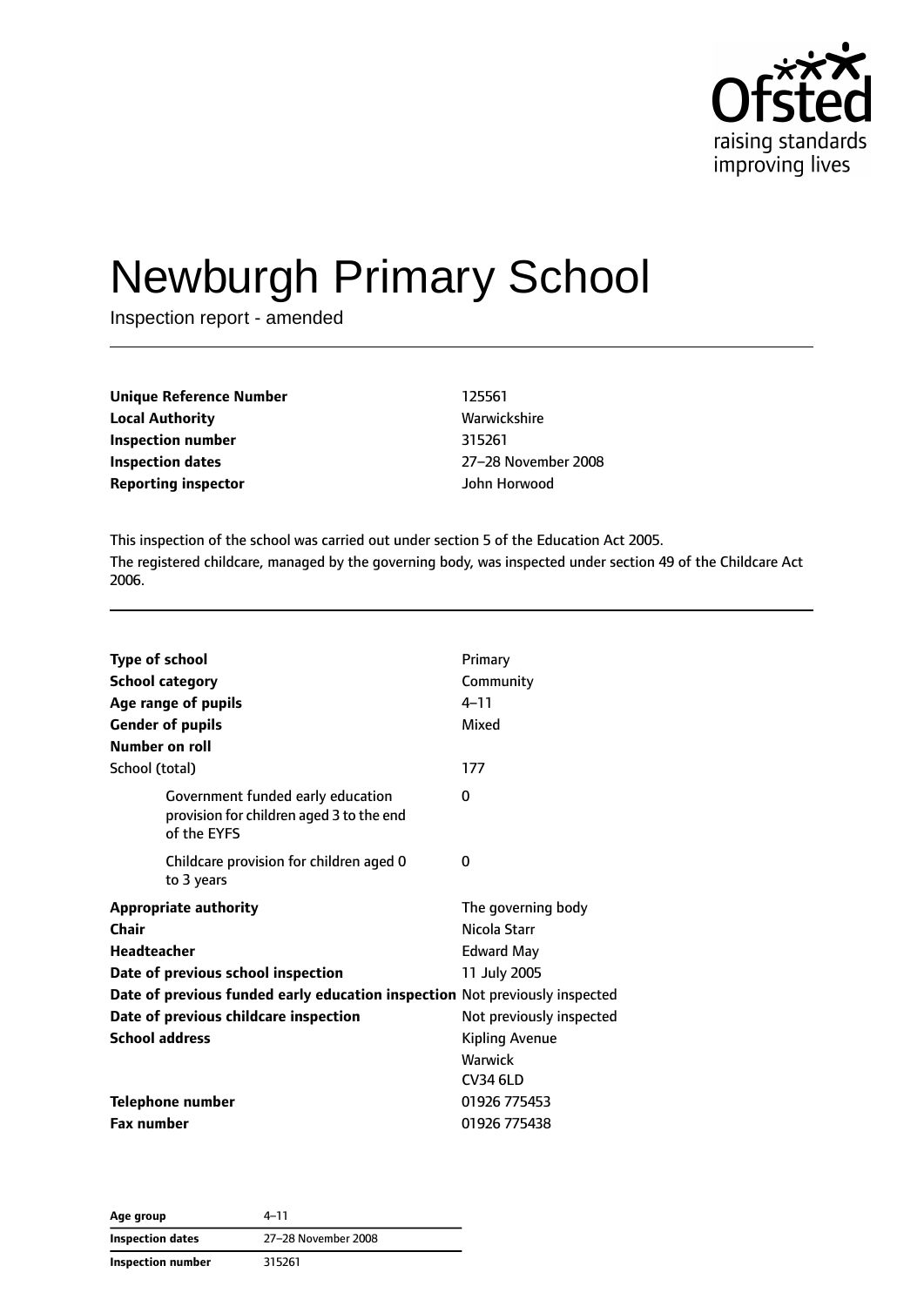# Newburgh Primary School

Inspection report - amended

| | |
|---|---|
| **Unique Reference Number** | 125561 |
| **Local Authority** | Warwickshire |
| **Inspection number** | 315261 |
| **Inspection dates** | 27–28 November 2008 |
| **Reporting inspector** | John Horwood |

This inspection of the school was carried out under section 5 of the Education Act 2005.

The registered childcare, managed by the governing body, was inspected under section 49 of the Childcare Act 2006.

| | |
|---|---|
| **Type of school** | Primary |
| **School category** | Community |
| **Age range of pupils** | 4–11 |
| **Gender of pupils** | Mixed |
| **Number on roll** | |
| School (total) | 177 |
| Government funded early education provision for children aged 3 to the end of the EYFS | 0 |
| Childcare provision for children aged 0 to 3 years | 0 |
| **Appropriate authority** | The governing body |
| **Chair** | Nicola Starr |
| **Headteacher** | Edward May |
| **Date of previous school inspection** | 11 July 2005 |
| **Date of previous funded early education inspection** | Not previously inspected |
| **Date of previous childcare inspection** | Not previously inspected |
| **School address** | Kipling Avenue<br>Warwick<br>CV34 6LD |
| **Telephone number** | 01926 775453 |
| **Fax number** | 01926 775438 |

| | |
|---|---|
| **Age group** | 4–11 |
| **Inspection dates** | 27–28 November 2008 |
| **Inspection number** | 315261 |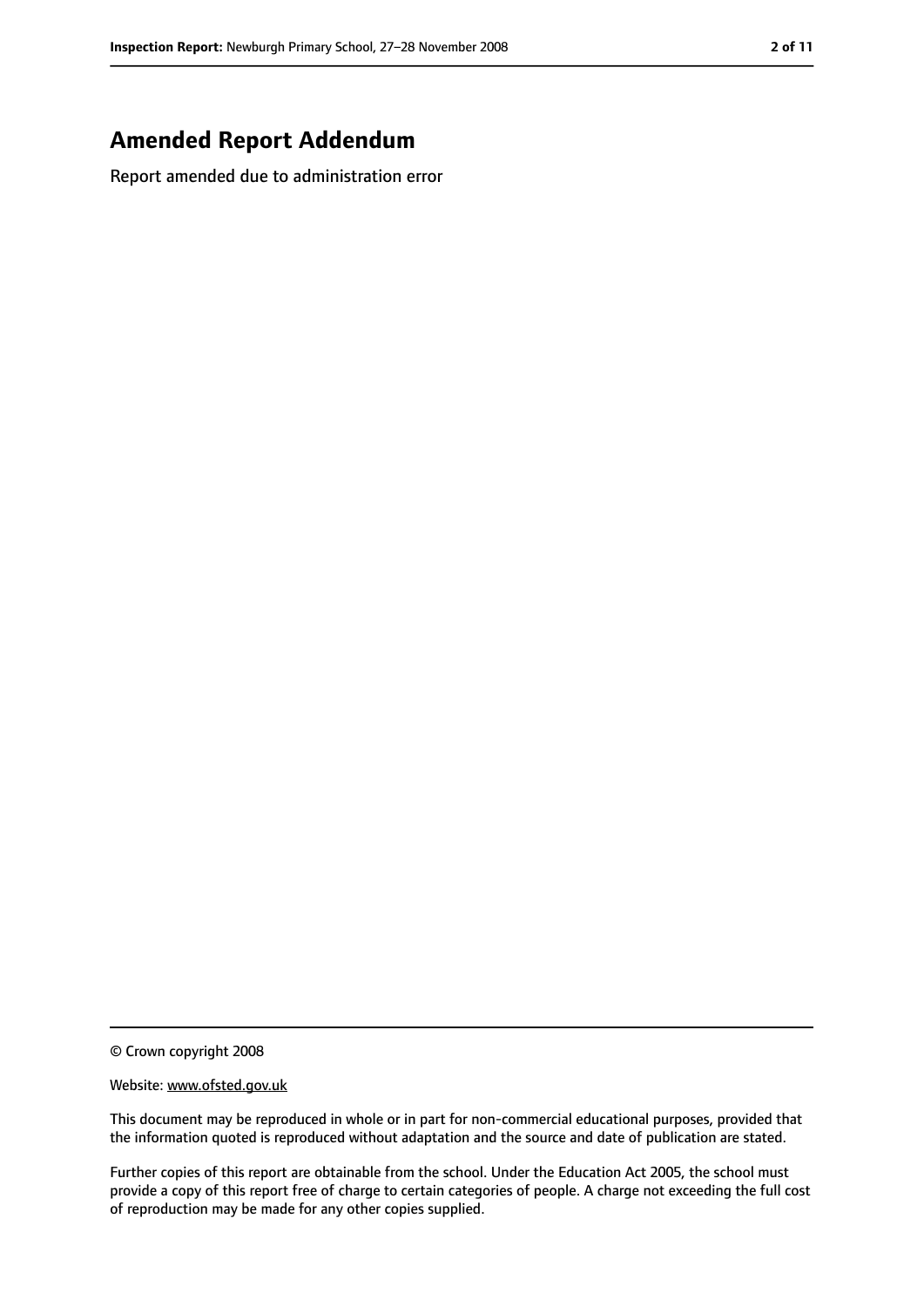# Amended Report Addendum

Report amended due to administration error

© Crown copyright 2008

Website: www.ofsted.gov.uk

This document may be reproduced in whole or in part for non-commercial educational purposes, provided that the information quoted is reproduced without adaptation and the source and date of publication are stated.

Further copies of this report are obtainable from the school. Under the Education Act 2005, the school must provide a copy of this report free of charge to certain categories of people. A charge not exceeding the full cost of reproduction may be made for any other copies supplied.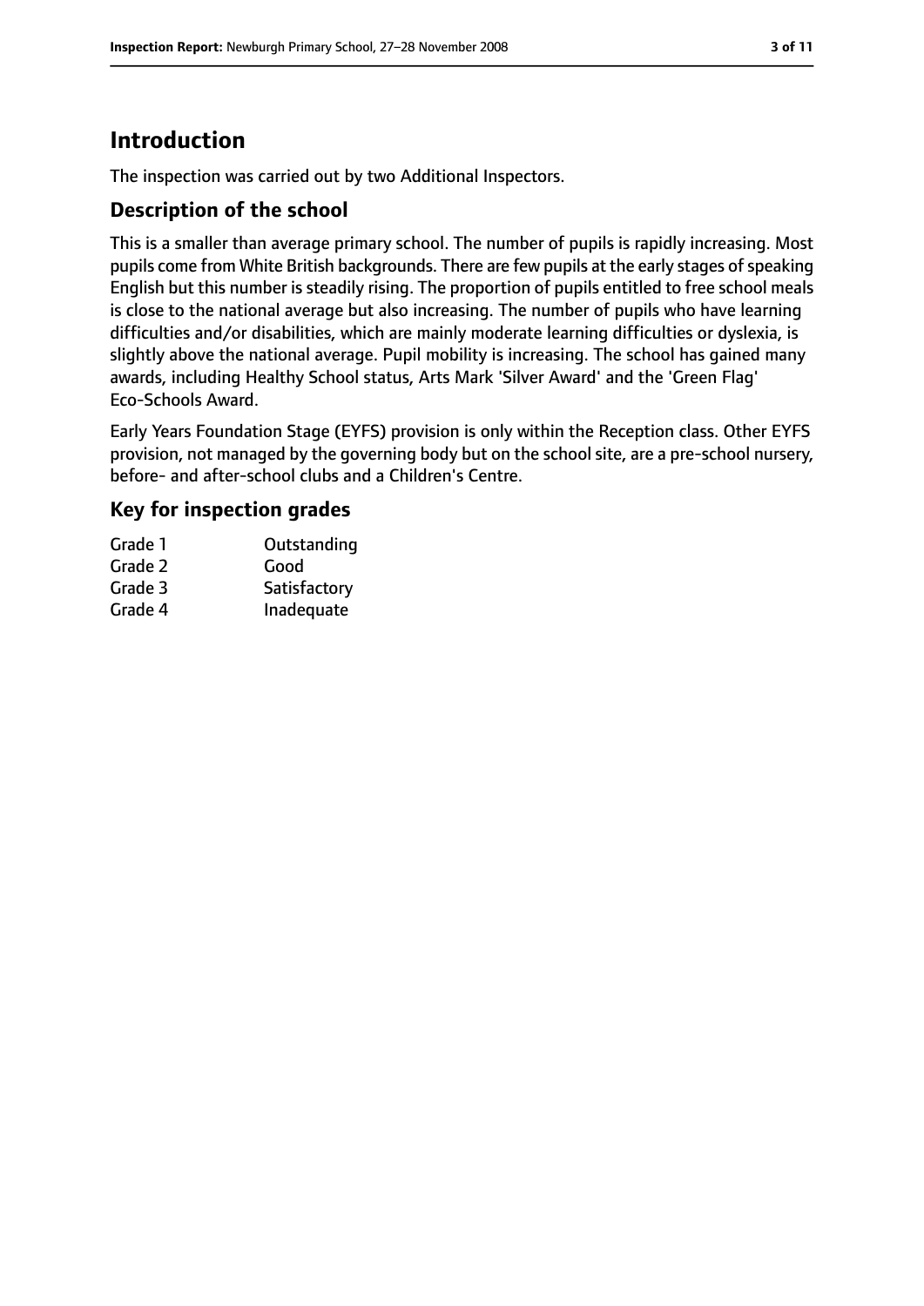# Introduction

The inspection was carried out by two Additional Inspectors.

## Description of the school

This is a smaller than average primary school. The number of pupils is rapidly increasing. Most pupils come from White British backgrounds. There are few pupils at the early stages of speaking English but this number is steadily rising. The proportion of pupils entitled to free school meals is close to the national average but also increasing. The number of pupils who have learning difficulties and/or disabilities, which are mainly moderate learning difficulties or dyslexia, is slightly above the national average. Pupil mobility is increasing. The school has gained many awards, including Healthy School status, Arts Mark 'Silver Award' and the 'Green Flag' Eco-Schools Award.

Early Years Foundation Stage (EYFS) provision is only within the Reception class. Other EYFS provision, not managed by the governing body but on the school site, are a pre-school nursery, before- and after-school clubs and a Children's Centre.

## Key for inspection grades

| | |
|---|---|
| Grade 1 | Outstanding |
| Grade 2 | Good |
| Grade 3 | Satisfactory |
| Grade 4 | Inadequate |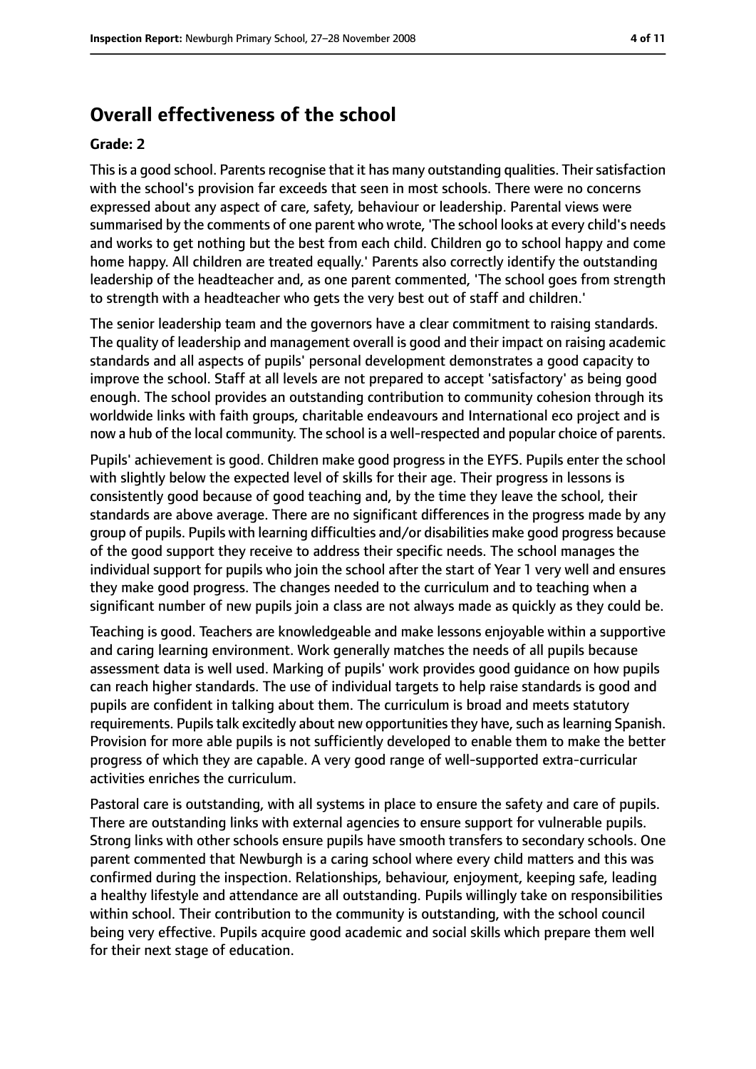## Overall effectiveness of the school

**Grade: 2**

This is a good school. Parents recognise that it has many outstanding qualities. Their satisfaction with the school's provision far exceeds that seen in most schools. There were no concerns expressed about any aspect of care, safety, behaviour or leadership. Parental views were summarised by the comments of one parent who wrote, 'The school looks at every child's needs and works to get nothing but the best from each child. Children go to school happy and come home happy. All children are treated equally.' Parents also correctly identify the outstanding leadership of the headteacher and, as one parent commented, 'The school goes from strength to strength with a headteacher who gets the very best out of staff and children.'

The senior leadership team and the governors have a clear commitment to raising standards. The quality of leadership and management overall is good and their impact on raising academic standards and all aspects of pupils' personal development demonstrates a good capacity to improve the school. Staff at all levels are not prepared to accept 'satisfactory' as being good enough. The school provides an outstanding contribution to community cohesion through its worldwide links with faith groups, charitable endeavours and International eco project and is now a hub of the local community. The school is a well-respected and popular choice of parents.

Pupils' achievement is good. Children make good progress in the EYFS. Pupils enter the school with slightly below the expected level of skills for their age. Their progress in lessons is consistently good because of good teaching and, by the time they leave the school, their standards are above average. There are no significant differences in the progress made by any group of pupils. Pupils with learning difficulties and/or disabilities make good progress because of the good support they receive to address their specific needs. The school manages the individual support for pupils who join the school after the start of Year 1 very well and ensures they make good progress. The changes needed to the curriculum and to teaching when a significant number of new pupils join a class are not always made as quickly as they could be.

Teaching is good. Teachers are knowledgeable and make lessons enjoyable within a supportive and caring learning environment. Work generally matches the needs of all pupils because assessment data is well used. Marking of pupils' work provides good guidance on how pupils can reach higher standards. The use of individual targets to help raise standards is good and pupils are confident in talking about them. The curriculum is broad and meets statutory requirements. Pupils talk excitedly about new opportunities they have, such as learning Spanish. Provision for more able pupils is not sufficiently developed to enable them to make the better progress of which they are capable. A very good range of well-supported extra-curricular activities enriches the curriculum.

Pastoral care is outstanding, with all systems in place to ensure the safety and care of pupils. There are outstanding links with external agencies to ensure support for vulnerable pupils. Strong links with other schools ensure pupils have smooth transfers to secondary schools. One parent commented that Newburgh is a caring school where every child matters and this was confirmed during the inspection. Relationships, behaviour, enjoyment, keeping safe, leading a healthy lifestyle and attendance are all outstanding. Pupils willingly take on responsibilities within school. Their contribution to the community is outstanding, with the school council being very effective. Pupils acquire good academic and social skills which prepare them well for their next stage of education.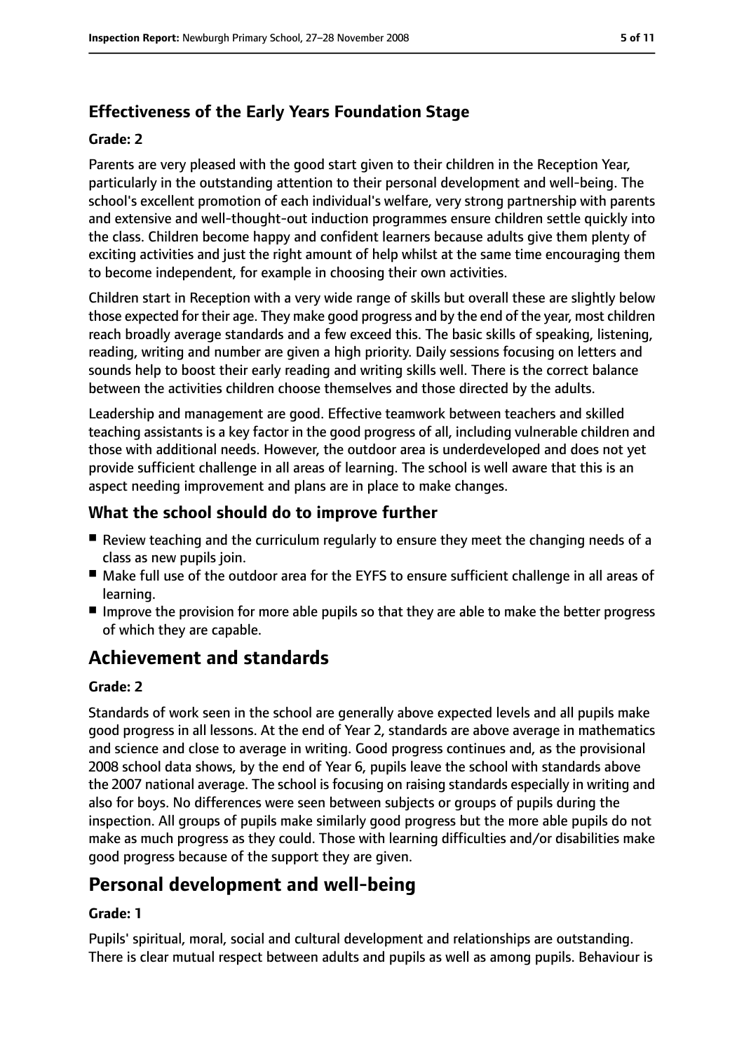### Effectiveness of the Early Years Foundation Stage

#### Grade: 2

Parents are very pleased with the good start given to their children in the Reception Year, particularly in the outstanding attention to their personal development and well-being. The school's excellent promotion of each individual's welfare, very strong partnership with parents and extensive and well-thought-out induction programmes ensure children settle quickly into the class. Children become happy and confident learners because adults give them plenty of exciting activities and just the right amount of help whilst at the same time encouraging them to become independent, for example in choosing their own activities.

Children start in Reception with a very wide range of skills but overall these are slightly below those expected for their age. They make good progress and by the end of the year, most children reach broadly average standards and a few exceed this. The basic skills of speaking, listening, reading, writing and number are given a high priority. Daily sessions focusing on letters and sounds help to boost their early reading and writing skills well. There is the correct balance between the activities children choose themselves and those directed by the adults.

Leadership and management are good. Effective teamwork between teachers and skilled teaching assistants is a key factor in the good progress of all, including vulnerable children and those with additional needs. However, the outdoor area is underdeveloped and does not yet provide sufficient challenge in all areas of learning. The school is well aware that this is an aspect needing improvement and plans are in place to make changes.

### What the school should do to improve further

- Review teaching and the curriculum regularly to ensure they meet the changing needs of a class as new pupils join.
- Make full use of the outdoor area for the EYFS to ensure sufficient challenge in all areas of learning.
- Improve the provision for more able pupils so that they are able to make the better progress of which they are capable.

## Achievement and standards

#### Grade: 2

Standards of work seen in the school are generally above expected levels and all pupils make good progress in all lessons. At the end of Year 2, standards are above average in mathematics and science and close to average in writing. Good progress continues and, as the provisional 2008 school data shows, by the end of Year 6, pupils leave the school with standards above the 2007 national average. The school is focusing on raising standards especially in writing and also for boys. No differences were seen between subjects or groups of pupils during the inspection. All groups of pupils make similarly good progress but the more able pupils do not make as much progress as they could. Those with learning difficulties and/or disabilities make good progress because of the support they are given.

## Personal development and well-being

#### Grade: 1

Pupils' spiritual, moral, social and cultural development and relationships are outstanding. There is clear mutual respect between adults and pupils as well as among pupils. Behaviour is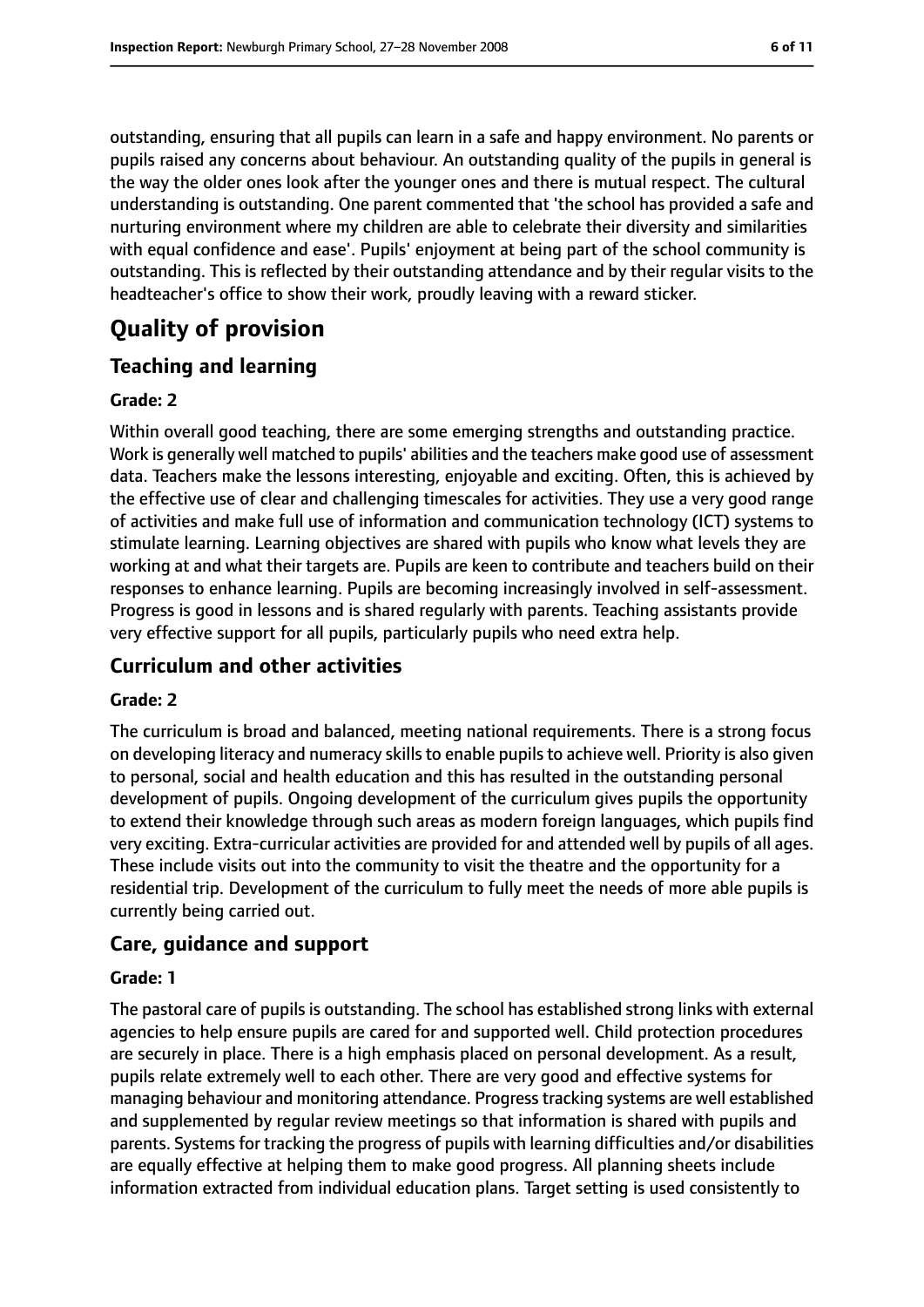outstanding, ensuring that all pupils can learn in a safe and happy environment. No parents or pupils raised any concerns about behaviour. An outstanding quality of the pupils in general is the way the older ones look after the younger ones and there is mutual respect. The cultural understanding is outstanding. One parent commented that 'the school has provided a safe and nurturing environment where my children are able to celebrate their diversity and similarities with equal confidence and ease'. Pupils' enjoyment at being part of the school community is outstanding. This is reflected by their outstanding attendance and by their regular visits to the headteacher's office to show their work, proudly leaving with a reward sticker.

# Quality of provision

## Teaching and learning

**Grade: 2**

Within overall good teaching, there are some emerging strengths and outstanding practice. Work is generally well matched to pupils' abilities and the teachers make good use of assessment data. Teachers make the lessons interesting, enjoyable and exciting. Often, this is achieved by the effective use of clear and challenging timescales for activities. They use a very good range of activities and make full use of information and communication technology (ICT) systems to stimulate learning. Learning objectives are shared with pupils who know what levels they are working at and what their targets are. Pupils are keen to contribute and teachers build on their responses to enhance learning. Pupils are becoming increasingly involved in self-assessment. Progress is good in lessons and is shared regularly with parents. Teaching assistants provide very effective support for all pupils, particularly pupils who need extra help.

## Curriculum and other activities

**Grade: 2**

The curriculum is broad and balanced, meeting national requirements. There is a strong focus on developing literacy and numeracy skills to enable pupils to achieve well. Priority is also given to personal, social and health education and this has resulted in the outstanding personal development of pupils. Ongoing development of the curriculum gives pupils the opportunity to extend their knowledge through such areas as modern foreign languages, which pupils find very exciting. Extra-curricular activities are provided for and attended well by pupils of all ages. These include visits out into the community to visit the theatre and the opportunity for a residential trip. Development of the curriculum to fully meet the needs of more able pupils is currently being carried out.

## Care, guidance and support

**Grade: 1**

The pastoral care of pupils is outstanding. The school has established strong links with external agencies to help ensure pupils are cared for and supported well. Child protection procedures are securely in place. There is a high emphasis placed on personal development. As a result, pupils relate extremely well to each other. There are very good and effective systems for managing behaviour and monitoring attendance. Progress tracking systems are well established and supplemented by regular review meetings so that information is shared with pupils and parents. Systems for tracking the progress of pupils with learning difficulties and/or disabilities are equally effective at helping them to make good progress. All planning sheets include information extracted from individual education plans. Target setting is used consistently to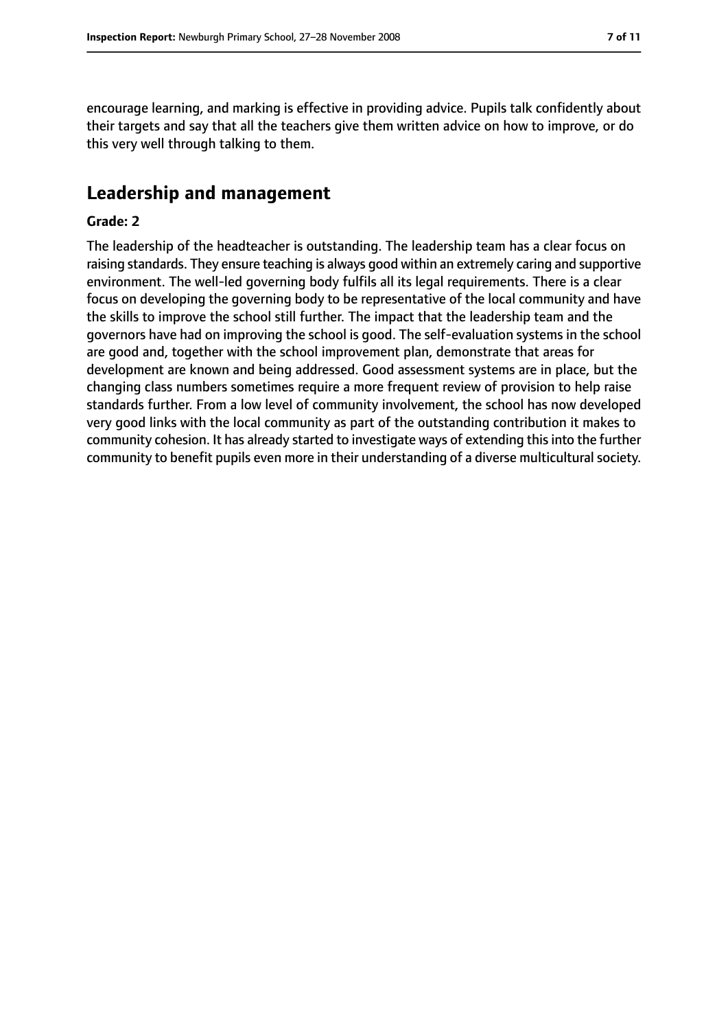encourage learning, and marking is effective in providing advice. Pupils talk confidently about their targets and say that all the teachers give them written advice on how to improve, or do this very well through talking to them.

## Leadership and management

**Grade: 2**

The leadership of the headteacher is outstanding. The leadership team has a clear focus on raising standards. They ensure teaching is always good within an extremely caring and supportive environment. The well-led governing body fulfils all its legal requirements. There is a clear focus on developing the governing body to be representative of the local community and have the skills to improve the school still further. The impact that the leadership team and the governors have had on improving the school is good. The self-evaluation systems in the school are good and, together with the school improvement plan, demonstrate that areas for development are known and being addressed. Good assessment systems are in place, but the changing class numbers sometimes require a more frequent review of provision to help raise standards further. From a low level of community involvement, the school has now developed very good links with the local community as part of the outstanding contribution it makes to community cohesion. It has already started to investigate ways of extending this into the further community to benefit pupils even more in their understanding of a diverse multicultural society.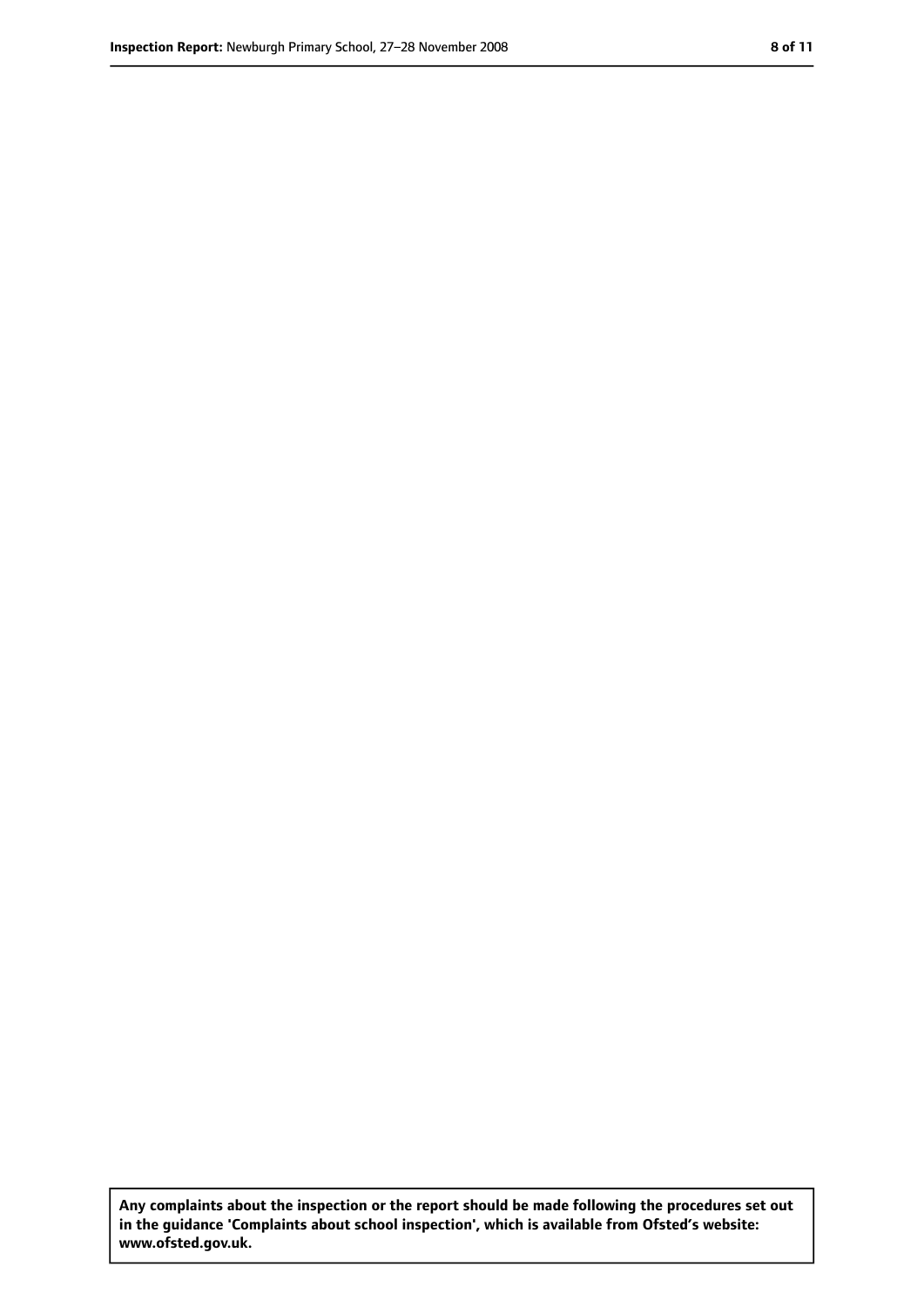**Any complaints about the inspection or the report should be made following the procedures set out in the guidance 'Complaints about school inspection', which is available from Ofsted's website: www.ofsted.gov.uk.**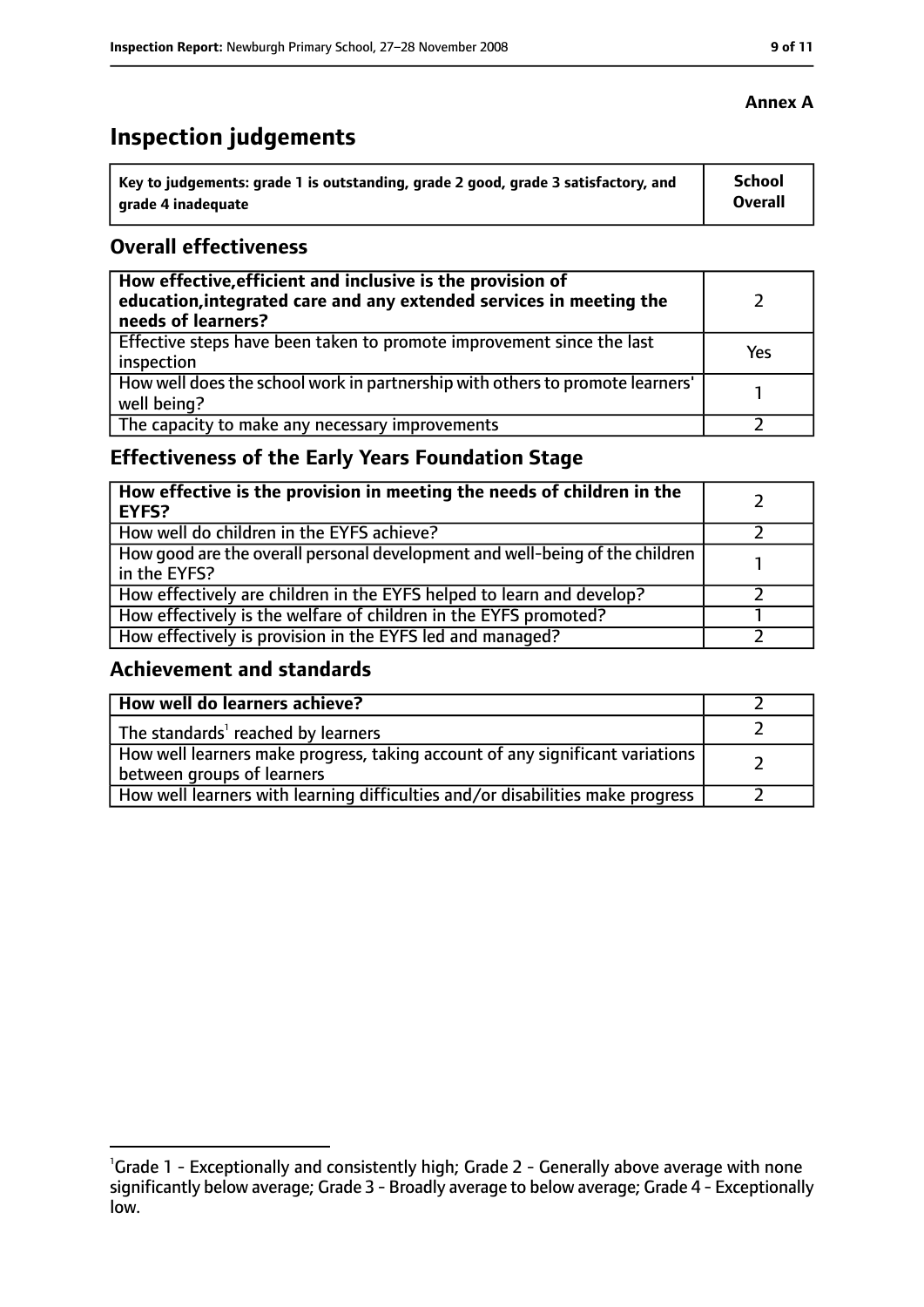**Annex A**

# Inspection judgements

| Key to judgements: grade 1 is outstanding, grade 2 good, grade 3 satisfactory, and grade 4 inadequate | School Overall |
|---|---|

## Overall effectiveness

| | |
|---|---|
| **How effective, efficient and inclusive is the provision of education, integrated care and any extended services in meeting the needs of learners?** | 2 |
| Effective steps have been taken to promote improvement since the last inspection | Yes |
| How well does the school work in partnership with others to promote learners' well being? | 1 |
| The capacity to make any necessary improvements | 2 |

## Effectiveness of the Early Years Foundation Stage

| | |
|---|---|
| **How effective is the provision in meeting the needs of children in the EYFS?** | 2 |
| How well do children in the EYFS achieve? | 2 |
| How good are the overall personal development and well-being of the children in the EYFS? | 1 |
| How effectively are children in the EYFS helped to learn and develop? | 2 |
| How effectively is the welfare of children in the EYFS promoted? | 1 |
| How effectively is provision in the EYFS led and managed? | 2 |

## Achievement and standards

| | |
|---|---|
| **How well do learners achieve?** | 2 |
| The standards[1] reached by learners | 2 |
| How well learners make progress, taking account of any significant variations between groups of learners | 2 |
| How well learners with learning difficulties and/or disabilities make progress | 2 |

[1]Grade 1 - Exceptionally and consistently high; Grade 2 - Generally above average with none significantly below average; Grade 3 - Broadly average to below average; Grade 4 - Exceptionally low.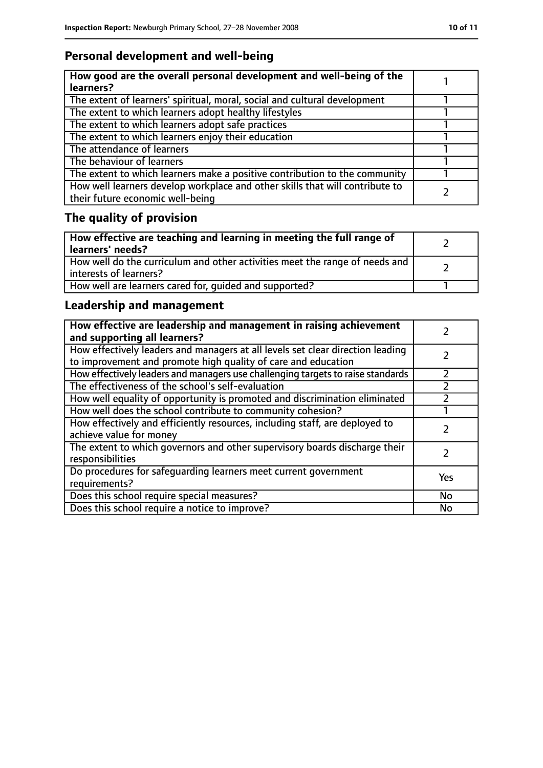## Personal development and well-being

| **How good are the overall personal development and well-being of the learners?** | 1 |
|---|---|
| The extent of learners' spiritual, moral, social and cultural development | 1 |
| The extent to which learners adopt healthy lifestyles | 1 |
| The extent to which learners adopt safe practices | 1 |
| The extent to which learners enjoy their education | 1 |
| The attendance of learners | 1 |
| The behaviour of learners | 1 |
| The extent to which learners make a positive contribution to the community | 1 |
| How well learners develop workplace and other skills that will contribute to their future economic well-being | 2 |

## The quality of provision

| **How effective are teaching and learning in meeting the full range of learners' needs?** | 2 |
|---|---|
| How well do the curriculum and other activities meet the range of needs and interests of learners? | 2 |
| How well are learners cared for, guided and supported? | 1 |

## Leadership and management

| **How effective are leadership and management in raising achievement and supporting all learners?** | 2 |
|---|---|
| How effectively leaders and managers at all levels set clear direction leading to improvement and promote high quality of care and education | 2 |
| How effectively leaders and managers use challenging targets to raise standards | 2 |
| The effectiveness of the school's self-evaluation | 2 |
| How well equality of opportunity is promoted and discrimination eliminated | 2 |
| How well does the school contribute to community cohesion? | 1 |
| How effectively and efficiently resources, including staff, are deployed to achieve value for money | 2 |
| The extent to which governors and other supervisory boards discharge their responsibilities | 2 |
| Do procedures for safeguarding learners meet current government requirements? | Yes |
| Does this school require special measures? | No |
| Does this school require a notice to improve? | No |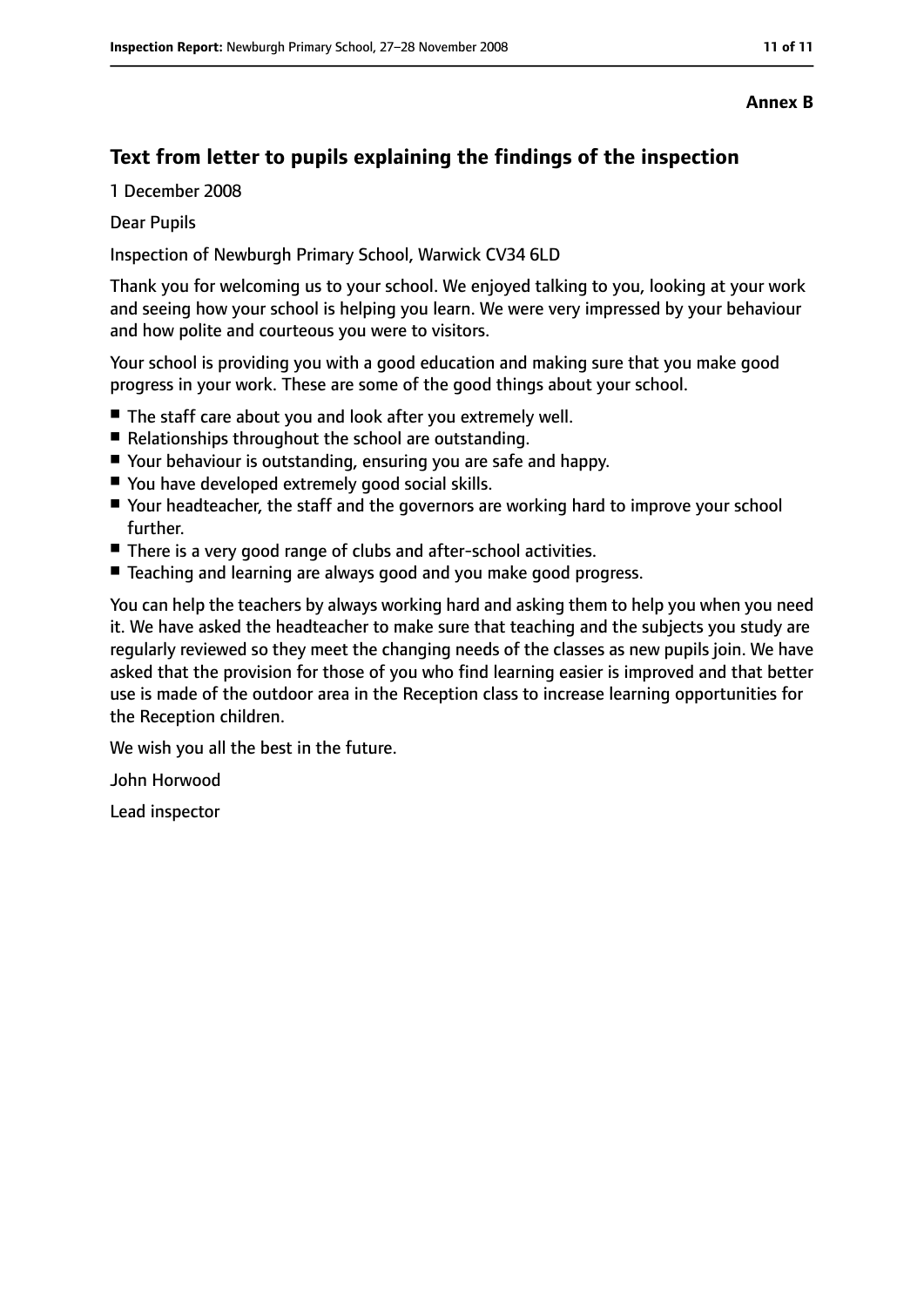**Annex B**

## Text from letter to pupils explaining the findings of the inspection

1 December 2008

Dear Pupils

Inspection of Newburgh Primary School, Warwick CV34 6LD

Thank you for welcoming us to your school. We enjoyed talking to you, looking at your work and seeing how your school is helping you learn. We were very impressed by your behaviour and how polite and courteous you were to visitors.

Your school is providing you with a good education and making sure that you make good progress in your work. These are some of the good things about your school.

- The staff care about you and look after you extremely well.
- Relationships throughout the school are outstanding.
- Your behaviour is outstanding, ensuring you are safe and happy.
- You have developed extremely good social skills.
- Your headteacher, the staff and the governors are working hard to improve your school further.
- There is a very good range of clubs and after-school activities.
- Teaching and learning are always good and you make good progress.

You can help the teachers by always working hard and asking them to help you when you need it. We have asked the headteacher to make sure that teaching and the subjects you study are regularly reviewed so they meet the changing needs of the classes as new pupils join. We have asked that the provision for those of you who find learning easier is improved and that better use is made of the outdoor area in the Reception class to increase learning opportunities for the Reception children.

We wish you all the best in the future.

John Horwood

Lead inspector